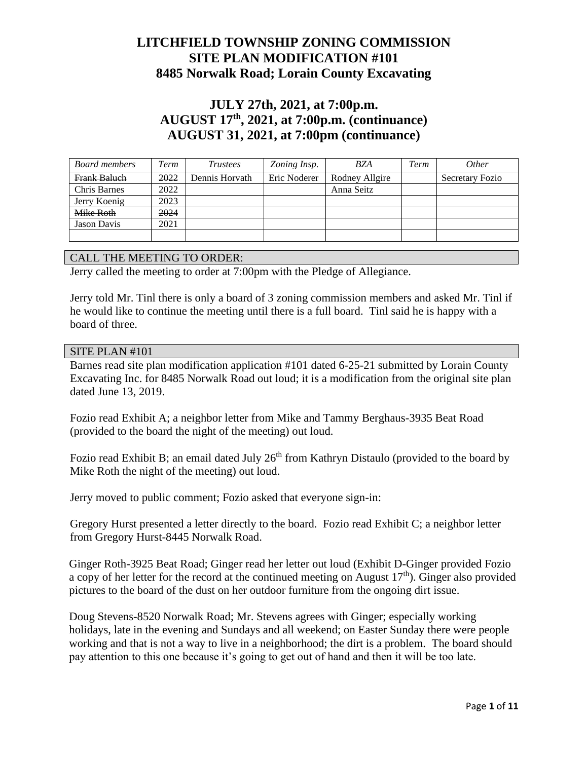# LITCHFIELD TOWNSHIP ZONING COMMISSION
# SITE PLAN MODIFICATION #101
# 8485 Norwalk Road; Lorain County Excavating

## JULY 27th, 2021, at 7:00p.m.
## AUGUST 17th, 2021, at 7:00p.m. (continuance)
## AUGUST 31, 2021, at 7:00pm (continuance)

| *Board members* | *Term* | *Trustees* | *Zoning Insp.* | *BZA* | *Term* | *Other* |
|---|---|---|---|---|---|---|
| ~~Frank Baluch~~ | ~~2022~~ | Dennis Horvath | Eric Noderer | Rodney Allgire | | Secretary Fozio |
| Chris Barnes | 2022 | | | Anna Seitz | | |
| Jerry Koenig | 2023 | | | | | |
| ~~Mike Roth~~ | ~~2024~~ | | | | | |
| Jason Davis | 2021 | | | | | |
| | | | | | | |

### CALL THE MEETING TO ORDER:

Jerry called the meeting to order at 7:00pm with the Pledge of Allegiance.

Jerry told Mr. Tinl there is only a board of 3 zoning commission members and asked Mr. Tinl if he would like to continue the meeting until there is a full board. Tinl said he is happy with a board of three.

### SITE PLAN #101

Barnes read site plan modification application #101 dated 6-25-21 submitted by Lorain County Excavating Inc. for 8485 Norwalk Road out loud; it is a modification from the original site plan dated June 13, 2019.

Fozio read Exhibit A; a neighbor letter from Mike and Tammy Berghaus-3935 Beat Road (provided to the board the night of the meeting) out loud.

Fozio read Exhibit B; an email dated July 26th from Kathryn Distaulo (provided to the board by Mike Roth the night of the meeting) out loud.

Jerry moved to public comment; Fozio asked that everyone sign-in:

Gregory Hurst presented a letter directly to the board. Fozio read Exhibit C; a neighbor letter from Gregory Hurst-8445 Norwalk Road.

Ginger Roth-3925 Beat Road; Ginger read her letter out loud (Exhibit D-Ginger provided Fozio a copy of her letter for the record at the continued meeting on August 17th). Ginger also provided pictures to the board of the dust on her outdoor furniture from the ongoing dirt issue.

Doug Stevens-8520 Norwalk Road; Mr. Stevens agrees with Ginger; especially working holidays, late in the evening and Sundays and all weekend; on Easter Sunday there were people working and that is not a way to live in a neighborhood; the dirt is a problem. The board should pay attention to this one because it's going to get out of hand and then it will be too late.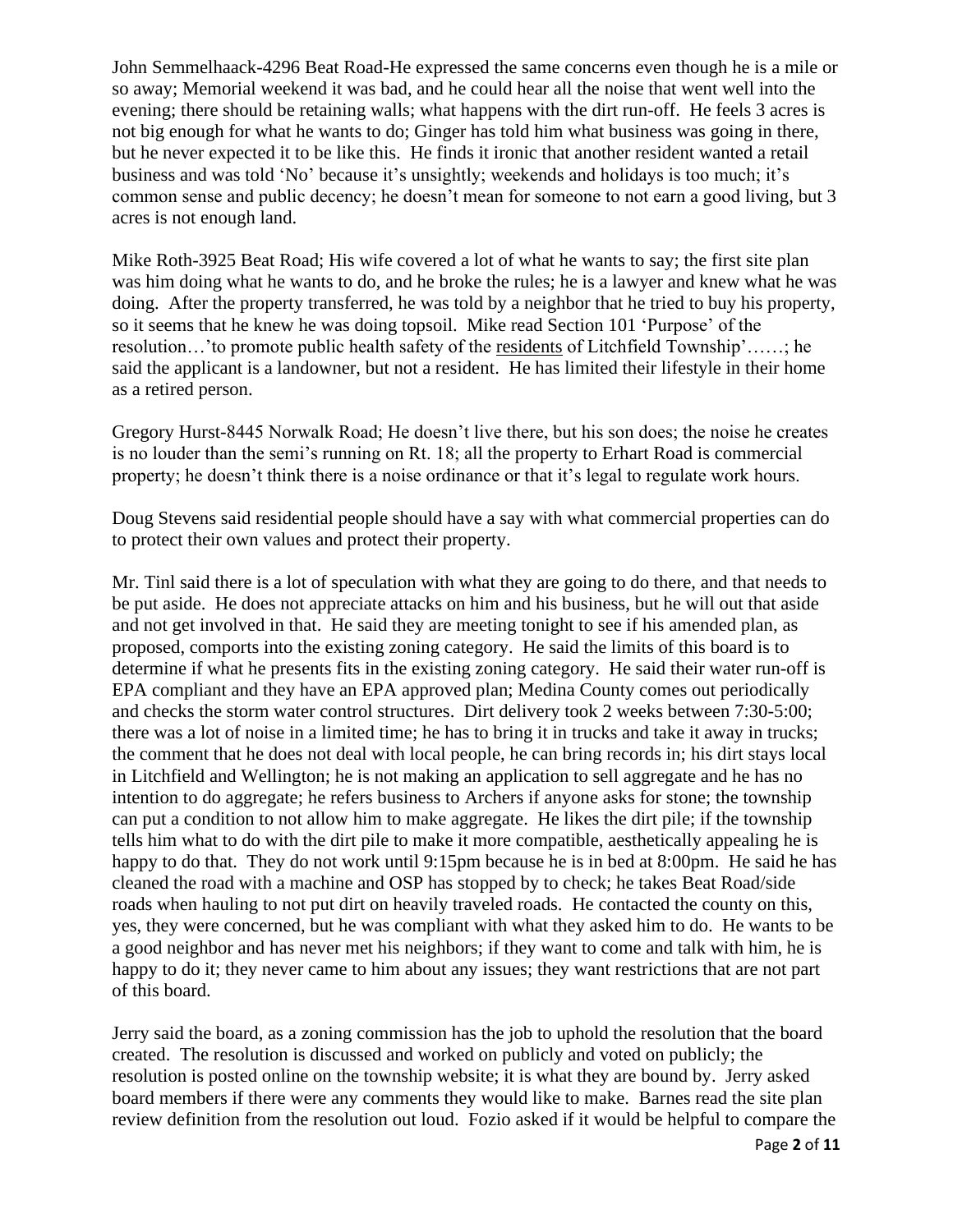John Semmelhaack-4296 Beat Road-He expressed the same concerns even though he is a mile or so away; Memorial weekend it was bad, and he could hear all the noise that went well into the evening; there should be retaining walls; what happens with the dirt run-off. He feels 3 acres is not big enough for what he wants to do; Ginger has told him what business was going in there, but he never expected it to be like this. He finds it ironic that another resident wanted a retail business and was told 'No' because it's unsightly; weekends and holidays is too much; it's common sense and public decency; he doesn't mean for someone to not earn a good living, but 3 acres is not enough land.

Mike Roth-3925 Beat Road; His wife covered a lot of what he wants to say; the first site plan was him doing what he wants to do, and he broke the rules; he is a lawyer and knew what he was doing. After the property transferred, he was told by a neighbor that he tried to buy his property, so it seems that he knew he was doing topsoil. Mike read Section 101 'Purpose' of the resolution…'to promote public health safety of the <u>residents</u> of Litchfield Township'……; he said the applicant is a landowner, but not a resident. He has limited their lifestyle in their home as a retired person.

Gregory Hurst-8445 Norwalk Road; He doesn't live there, but his son does; the noise he creates is no louder than the semi's running on Rt. 18; all the property to Erhart Road is commercial property; he doesn't think there is a noise ordinance or that it's legal to regulate work hours.

Doug Stevens said residential people should have a say with what commercial properties can do to protect their own values and protect their property.

Mr. Tinl said there is a lot of speculation with what they are going to do there, and that needs to be put aside. He does not appreciate attacks on him and his business, but he will out that aside and not get involved in that. He said they are meeting tonight to see if his amended plan, as proposed, comports into the existing zoning category. He said the limits of this board is to determine if what he presents fits in the existing zoning category. He said their water run-off is EPA compliant and they have an EPA approved plan; Medina County comes out periodically and checks the storm water control structures. Dirt delivery took 2 weeks between 7:30-5:00; there was a lot of noise in a limited time; he has to bring it in trucks and take it away in trucks; the comment that he does not deal with local people, he can bring records in; his dirt stays local in Litchfield and Wellington; he is not making an application to sell aggregate and he has no intention to do aggregate; he refers business to Archers if anyone asks for stone; the township can put a condition to not allow him to make aggregate. He likes the dirt pile; if the township tells him what to do with the dirt pile to make it more compatible, aesthetically appealing he is happy to do that. They do not work until 9:15pm because he is in bed at 8:00pm. He said he has cleaned the road with a machine and OSP has stopped by to check; he takes Beat Road/side roads when hauling to not put dirt on heavily traveled roads. He contacted the county on this, yes, they were concerned, but he was compliant with what they asked him to do. He wants to be a good neighbor and has never met his neighbors; if they want to come and talk with him, he is happy to do it; they never came to him about any issues; they want restrictions that are not part of this board.

Jerry said the board, as a zoning commission has the job to uphold the resolution that the board created. The resolution is discussed and worked on publicly and voted on publicly; the resolution is posted online on the township website; it is what they are bound by. Jerry asked board members if there were any comments they would like to make. Barnes read the site plan review definition from the resolution out loud. Fozio asked if it would be helpful to compare the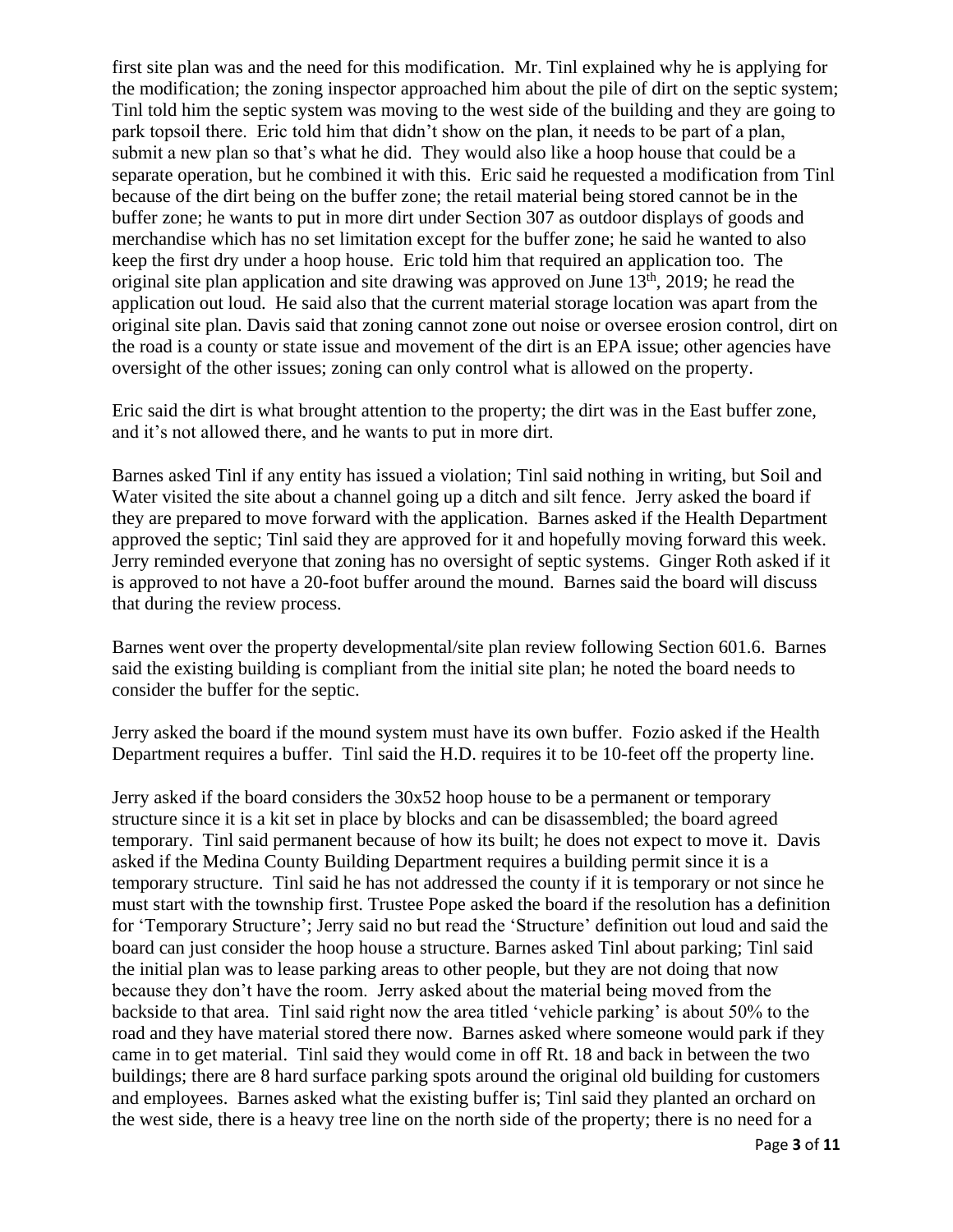first site plan was and the need for this modification. Mr. Tinl explained why he is applying for the modification; the zoning inspector approached him about the pile of dirt on the septic system; Tinl told him the septic system was moving to the west side of the building and they are going to park topsoil there. Eric told him that didn't show on the plan, it needs to be part of a plan, submit a new plan so that's what he did. They would also like a hoop house that could be a separate operation, but he combined it with this. Eric said he requested a modification from Tinl because of the dirt being on the buffer zone; the retail material being stored cannot be in the buffer zone; he wants to put in more dirt under Section 307 as outdoor displays of goods and merchandise which has no set limitation except for the buffer zone; he said he wanted to also keep the first dry under a hoop house. Eric told him that required an application too. The original site plan application and site drawing was approved on June 13th, 2019; he read the application out loud. He said also that the current material storage location was apart from the original site plan. Davis said that zoning cannot zone out noise or oversee erosion control, dirt on the road is a county or state issue and movement of the dirt is an EPA issue; other agencies have oversight of the other issues; zoning can only control what is allowed on the property.

Eric said the dirt is what brought attention to the property; the dirt was in the East buffer zone, and it's not allowed there, and he wants to put in more dirt.

Barnes asked Tinl if any entity has issued a violation; Tinl said nothing in writing, but Soil and Water visited the site about a channel going up a ditch and silt fence. Jerry asked the board if they are prepared to move forward with the application. Barnes asked if the Health Department approved the septic; Tinl said they are approved for it and hopefully moving forward this week. Jerry reminded everyone that zoning has no oversight of septic systems. Ginger Roth asked if it is approved to not have a 20-foot buffer around the mound. Barnes said the board will discuss that during the review process.

Barnes went over the property developmental/site plan review following Section 601.6. Barnes said the existing building is compliant from the initial site plan; he noted the board needs to consider the buffer for the septic.

Jerry asked the board if the mound system must have its own buffer. Fozio asked if the Health Department requires a buffer. Tinl said the H.D. requires it to be 10-feet off the property line.

Jerry asked if the board considers the 30x52 hoop house to be a permanent or temporary structure since it is a kit set in place by blocks and can be disassembled; the board agreed temporary. Tinl said permanent because of how its built; he does not expect to move it. Davis asked if the Medina County Building Department requires a building permit since it is a temporary structure. Tinl said he has not addressed the county if it is temporary or not since he must start with the township first. Trustee Pope asked the board if the resolution has a definition for 'Temporary Structure'; Jerry said no but read the 'Structure' definition out loud and said the board can just consider the hoop house a structure. Barnes asked Tinl about parking; Tinl said the initial plan was to lease parking areas to other people, but they are not doing that now because they don't have the room. Jerry asked about the material being moved from the backside to that area. Tinl said right now the area titled 'vehicle parking' is about 50% to the road and they have material stored there now. Barnes asked where someone would park if they came in to get material. Tinl said they would come in off Rt. 18 and back in between the two buildings; there are 8 hard surface parking spots around the original old building for customers and employees. Barnes asked what the existing buffer is; Tinl said they planted an orchard on the west side, there is a heavy tree line on the north side of the property; there is no need for a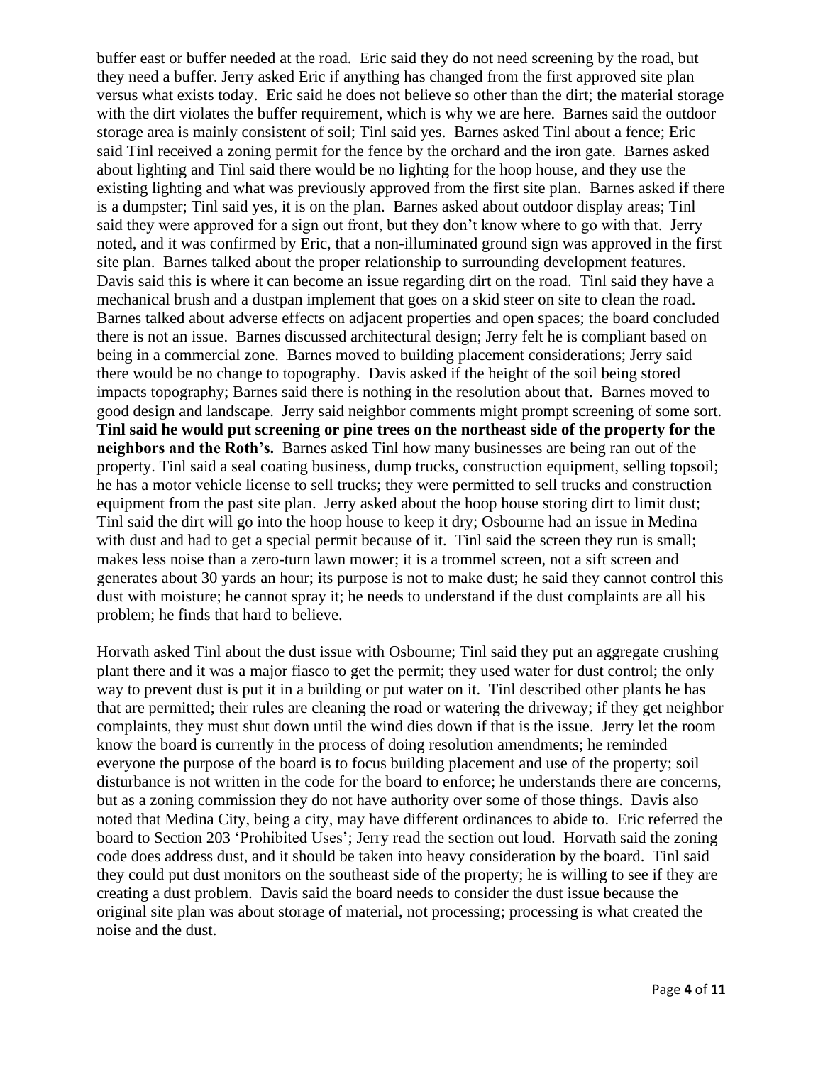buffer east or buffer needed at the road. Eric said they do not need screening by the road, but they need a buffer. Jerry asked Eric if anything has changed from the first approved site plan versus what exists today. Eric said he does not believe so other than the dirt; the material storage with the dirt violates the buffer requirement, which is why we are here. Barnes said the outdoor storage area is mainly consistent of soil; Tinl said yes. Barnes asked Tinl about a fence; Eric said Tinl received a zoning permit for the fence by the orchard and the iron gate. Barnes asked about lighting and Tinl said there would be no lighting for the hoop house, and they use the existing lighting and what was previously approved from the first site plan. Barnes asked if there is a dumpster; Tinl said yes, it is on the plan. Barnes asked about outdoor display areas; Tinl said they were approved for a sign out front, but they don't know where to go with that. Jerry noted, and it was confirmed by Eric, that a non-illuminated ground sign was approved in the first site plan. Barnes talked about the proper relationship to surrounding development features. Davis said this is where it can become an issue regarding dirt on the road. Tinl said they have a mechanical brush and a dustpan implement that goes on a skid steer on site to clean the road. Barnes talked about adverse effects on adjacent properties and open spaces; the board concluded there is not an issue. Barnes discussed architectural design; Jerry felt he is compliant based on being in a commercial zone. Barnes moved to building placement considerations; Jerry said there would be no change to topography. Davis asked if the height of the soil being stored impacts topography; Barnes said there is nothing in the resolution about that. Barnes moved to good design and landscape. Jerry said neighbor comments might prompt screening of some sort. **Tinl said he would put screening or pine trees on the northeast side of the property for the neighbors and the Roth's.** Barnes asked Tinl how many businesses are being ran out of the property. Tinl said a seal coating business, dump trucks, construction equipment, selling topsoil; he has a motor vehicle license to sell trucks; they were permitted to sell trucks and construction equipment from the past site plan. Jerry asked about the hoop house storing dirt to limit dust; Tinl said the dirt will go into the hoop house to keep it dry; Osbourne had an issue in Medina with dust and had to get a special permit because of it. Tinl said the screen they run is small; makes less noise than a zero-turn lawn mower; it is a trommel screen, not a sift screen and generates about 30 yards an hour; its purpose is not to make dust; he said they cannot control this dust with moisture; he cannot spray it; he needs to understand if the dust complaints are all his problem; he finds that hard to believe.

Horvath asked Tinl about the dust issue with Osbourne; Tinl said they put an aggregate crushing plant there and it was a major fiasco to get the permit; they used water for dust control; the only way to prevent dust is put it in a building or put water on it. Tinl described other plants he has that are permitted; their rules are cleaning the road or watering the driveway; if they get neighbor complaints, they must shut down until the wind dies down if that is the issue. Jerry let the room know the board is currently in the process of doing resolution amendments; he reminded everyone the purpose of the board is to focus building placement and use of the property; soil disturbance is not written in the code for the board to enforce; he understands there are concerns, but as a zoning commission they do not have authority over some of those things. Davis also noted that Medina City, being a city, may have different ordinances to abide to. Eric referred the board to Section 203 'Prohibited Uses'; Jerry read the section out loud. Horvath said the zoning code does address dust, and it should be taken into heavy consideration by the board. Tinl said they could put dust monitors on the southeast side of the property; he is willing to see if they are creating a dust problem. Davis said the board needs to consider the dust issue because the original site plan was about storage of material, not processing; processing is what created the noise and the dust.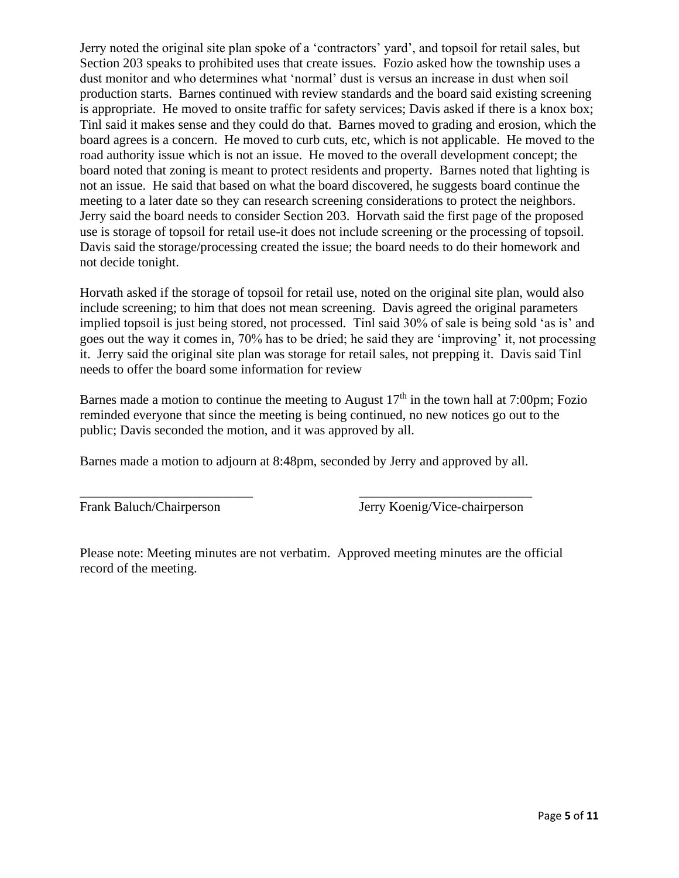Jerry noted the original site plan spoke of a 'contractors' yard', and topsoil for retail sales, but Section 203 speaks to prohibited uses that create issues. Fozio asked how the township uses a dust monitor and who determines what 'normal' dust is versus an increase in dust when soil production starts. Barnes continued with review standards and the board said existing screening is appropriate. He moved to onsite traffic for safety services; Davis asked if there is a knox box; Tinl said it makes sense and they could do that. Barnes moved to grading and erosion, which the board agrees is a concern. He moved to curb cuts, etc, which is not applicable. He moved to the road authority issue which is not an issue. He moved to the overall development concept; the board noted that zoning is meant to protect residents and property. Barnes noted that lighting is not an issue. He said that based on what the board discovered, he suggests board continue the meeting to a later date so they can research screening considerations to protect the neighbors. Jerry said the board needs to consider Section 203. Horvath said the first page of the proposed use is storage of topsoil for retail use-it does not include screening or the processing of topsoil. Davis said the storage/processing created the issue; the board needs to do their homework and not decide tonight.

Horvath asked if the storage of topsoil for retail use, noted on the original site plan, would also include screening; to him that does not mean screening. Davis agreed the original parameters implied topsoil is just being stored, not processed. Tinl said 30% of sale is being sold 'as is' and goes out the way it comes in, 70% has to be dried; he said they are 'improving' it, not processing it. Jerry said the original site plan was storage for retail sales, not prepping it. Davis said Tinl needs to offer the board some information for review

Barnes made a motion to continue the meeting to August 17th in the town hall at 7:00pm; Fozio reminded everyone that since the meeting is being continued, no new notices go out to the public; Davis seconded the motion, and it was approved by all.

Barnes made a motion to adjourn at 8:48pm, seconded by Jerry and approved by all.

\_\_\_\_\_\_\_\_\_\_\_\_\_\_\_\_\_\_\_\_\_\_\_\_\_\_ \_\_\_\_\_\_\_\_\_\_\_\_\_\_\_\_\_\_\_\_\_\_\_\_\_\_

Frank Baluch/Chairperson Jerry Koenig/Vice-chairperson

Please note: Meeting minutes are not verbatim. Approved meeting minutes are the official record of the meeting.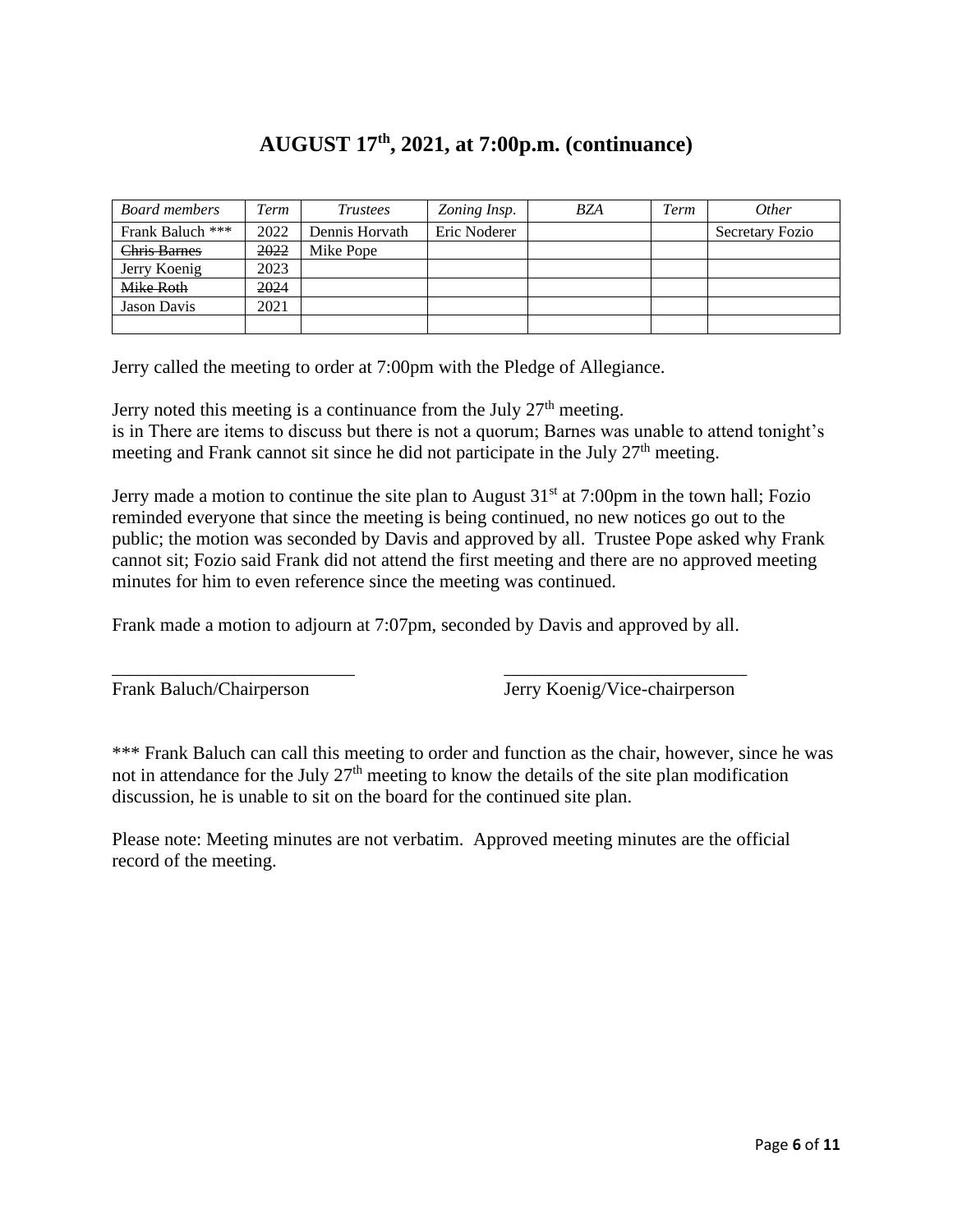# AUGUST 17th, 2021, at 7:00p.m. (continuance)

| *Board members* | *Term* | *Trustees* | *Zoning Insp.* | *BZA* | *Term* | *Other* |
|---|---|---|---|---|---|---|
| Frank Baluch *** | 2022 | Dennis Horvath | Eric Noderer | | | Secretary Fozio |
| ~~Chris Barnes~~ | ~~2022~~ | Mike Pope | | | | |
| Jerry Koenig | 2023 | | | | | |
| ~~Mike Roth~~ | ~~2024~~ | | | | | |
| Jason Davis | 2021 | | | | | |
| | | | | | | |

Jerry called the meeting to order at 7:00pm with the Pledge of Allegiance.

Jerry noted this meeting is a continuance from the July 27th meeting.
is in There are items to discuss but there is not a quorum; Barnes was unable to attend tonight's meeting and Frank cannot sit since he did not participate in the July 27th meeting.

Jerry made a motion to continue the site plan to August 31st at 7:00pm in the town hall; Fozio reminded everyone that since the meeting is being continued, no new notices go out to the public; the motion was seconded by Davis and approved by all. Trustee Pope asked why Frank cannot sit; Fozio said Frank did not attend the first meeting and there are no approved meeting minutes for him to even reference since the meeting was continued.

Frank made a motion to adjourn at 7:07pm, seconded by Davis and approved by all.

\_\_\_\_\_\_\_\_\_\_\_\_\_\_\_\_\_\_\_\_\_\_\_\_\_\_ \_\_\_\_\_\_\_\_\_\_\_\_\_\_\_\_\_\_\_\_\_\_\_\_\_\_

Frank Baluch/Chairperson Jerry Koenig/Vice-chairperson

*** Frank Baluch can call this meeting to order and function as the chair, however, since he was not in attendance for the July 27th meeting to know the details of the site plan modification discussion, he is unable to sit on the board for the continued site plan.

Please note: Meeting minutes are not verbatim. Approved meeting minutes are the official record of the meeting.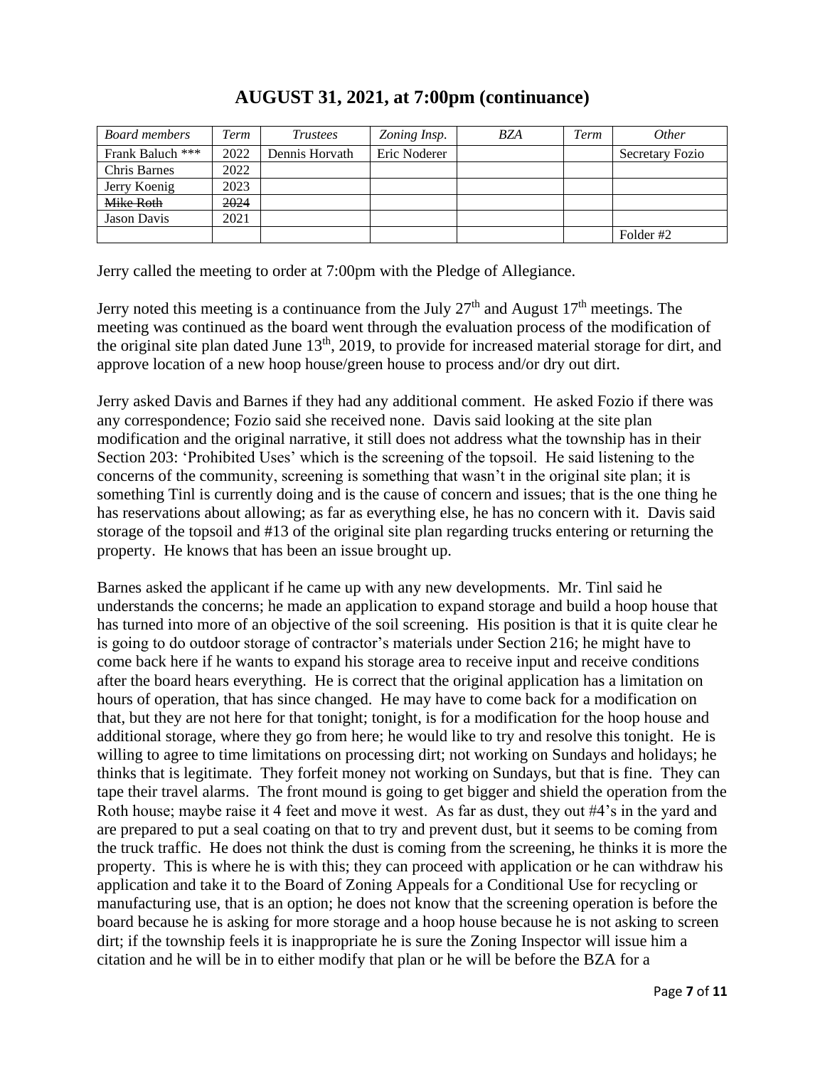# AUGUST 31, 2021, at 7:00pm (continuance)

| *Board members* | *Term* | *Trustees* | *Zoning Insp.* | *BZA* | *Term* | *Other* |
|---|---|---|---|---|---|---|
| Frank Baluch *** | 2022 | Dennis Horvath | Eric Noderer | | | Secretary Fozio |
| Chris Barnes | 2022 | | | | | |
| Jerry Koenig | 2023 | | | | | |
| ~~Mike Roth~~ | ~~2024~~ | | | | | |
| Jason Davis | 2021 | | | | | |
| | | | | | | Folder #2 |

Jerry called the meeting to order at 7:00pm with the Pledge of Allegiance.

Jerry noted this meeting is a continuance from the July 27th and August 17th meetings. The meeting was continued as the board went through the evaluation process of the modification of the original site plan dated June 13th, 2019, to provide for increased material storage for dirt, and approve location of a new hoop house/green house to process and/or dry out dirt.

Jerry asked Davis and Barnes if they had any additional comment. He asked Fozio if there was any correspondence; Fozio said she received none. Davis said looking at the site plan modification and the original narrative, it still does not address what the township has in their Section 203: 'Prohibited Uses' which is the screening of the topsoil. He said listening to the concerns of the community, screening is something that wasn't in the original site plan; it is something Tinl is currently doing and is the cause of concern and issues; that is the one thing he has reservations about allowing; as far as everything else, he has no concern with it. Davis said storage of the topsoil and #13 of the original site plan regarding trucks entering or returning the property. He knows that has been an issue brought up.

Barnes asked the applicant if he came up with any new developments. Mr. Tinl said he understands the concerns; he made an application to expand storage and build a hoop house that has turned into more of an objective of the soil screening. His position is that it is quite clear he is going to do outdoor storage of contractor's materials under Section 216; he might have to come back here if he wants to expand his storage area to receive input and receive conditions after the board hears everything. He is correct that the original application has a limitation on hours of operation, that has since changed. He may have to come back for a modification on that, but they are not here for that tonight; tonight, is for a modification for the hoop house and additional storage, where they go from here; he would like to try and resolve this tonight. He is willing to agree to time limitations on processing dirt; not working on Sundays and holidays; he thinks that is legitimate. They forfeit money not working on Sundays, but that is fine. They can tape their travel alarms. The front mound is going to get bigger and shield the operation from the Roth house; maybe raise it 4 feet and move it west. As far as dust, they out #4's in the yard and are prepared to put a seal coating on that to try and prevent dust, but it seems to be coming from the truck traffic. He does not think the dust is coming from the screening, he thinks it is more the property. This is where he is with this; they can proceed with application or he can withdraw his application and take it to the Board of Zoning Appeals for a Conditional Use for recycling or manufacturing use, that is an option; he does not know that the screening operation is before the board because he is asking for more storage and a hoop house because he is not asking to screen dirt; if the township feels it is inappropriate he is sure the Zoning Inspector will issue him a citation and he will be in to either modify that plan or he will be before the BZA for a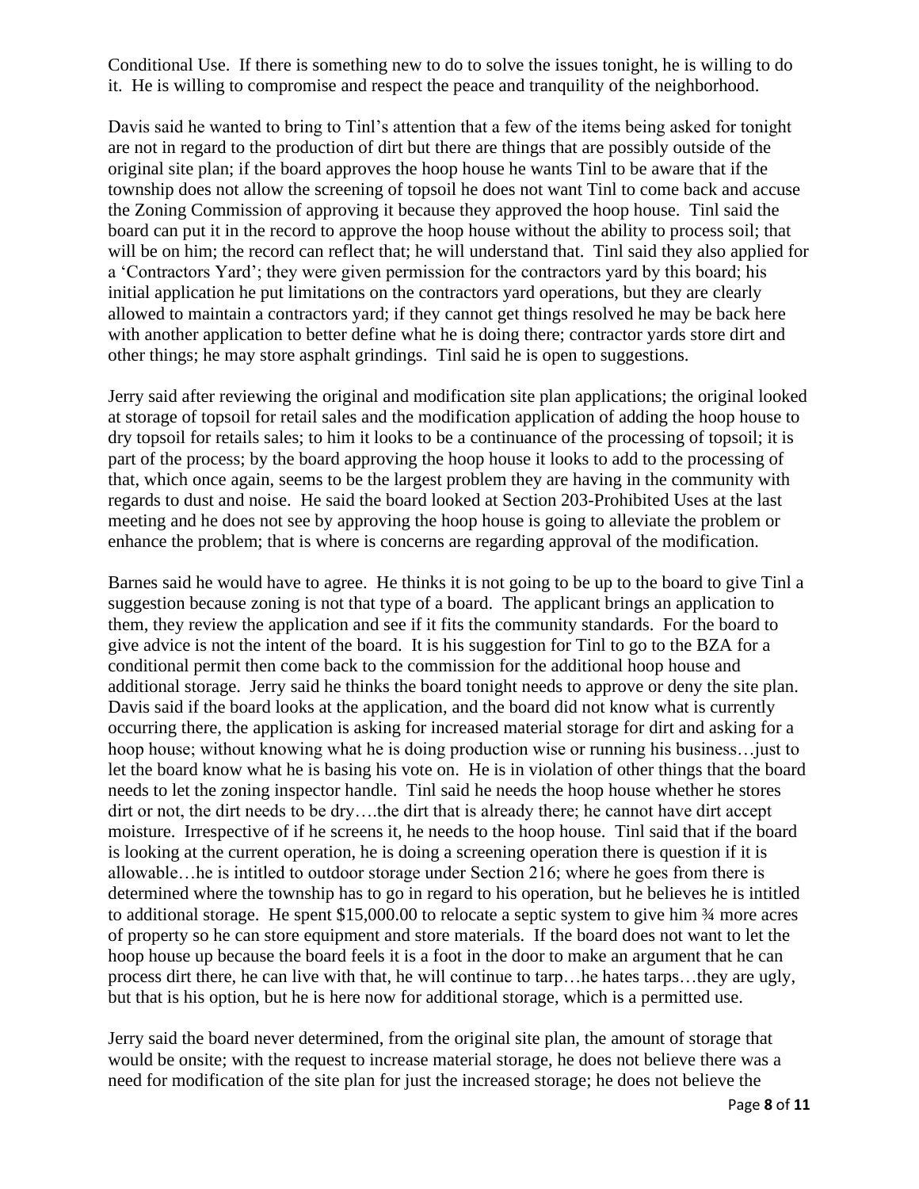Conditional Use. If there is something new to do to solve the issues tonight, he is willing to do it. He is willing to compromise and respect the peace and tranquility of the neighborhood.

Davis said he wanted to bring to Tinl's attention that a few of the items being asked for tonight are not in regard to the production of dirt but there are things that are possibly outside of the original site plan; if the board approves the hoop house he wants Tinl to be aware that if the township does not allow the screening of topsoil he does not want Tinl to come back and accuse the Zoning Commission of approving it because they approved the hoop house. Tinl said the board can put it in the record to approve the hoop house without the ability to process soil; that will be on him; the record can reflect that; he will understand that. Tinl said they also applied for a 'Contractors Yard'; they were given permission for the contractors yard by this board; his initial application he put limitations on the contractors yard operations, but they are clearly allowed to maintain a contractors yard; if they cannot get things resolved he may be back here with another application to better define what he is doing there; contractor yards store dirt and other things; he may store asphalt grindings. Tinl said he is open to suggestions.

Jerry said after reviewing the original and modification site plan applications; the original looked at storage of topsoil for retail sales and the modification application of adding the hoop house to dry topsoil for retails sales; to him it looks to be a continuance of the processing of topsoil; it is part of the process; by the board approving the hoop house it looks to add to the processing of that, which once again, seems to be the largest problem they are having in the community with regards to dust and noise. He said the board looked at Section 203-Prohibited Uses at the last meeting and he does not see by approving the hoop house is going to alleviate the problem or enhance the problem; that is where is concerns are regarding approval of the modification.

Barnes said he would have to agree. He thinks it is not going to be up to the board to give Tinl a suggestion because zoning is not that type of a board. The applicant brings an application to them, they review the application and see if it fits the community standards. For the board to give advice is not the intent of the board. It is his suggestion for Tinl to go to the BZA for a conditional permit then come back to the commission for the additional hoop house and additional storage. Jerry said he thinks the board tonight needs to approve or deny the site plan. Davis said if the board looks at the application, and the board did not know what is currently occurring there, the application is asking for increased material storage for dirt and asking for a hoop house; without knowing what he is doing production wise or running his business…just to let the board know what he is basing his vote on. He is in violation of other things that the board needs to let the zoning inspector handle. Tinl said he needs the hoop house whether he stores dirt or not, the dirt needs to be dry….the dirt that is already there; he cannot have dirt accept moisture. Irrespective of if he screens it, he needs to the hoop house. Tinl said that if the board is looking at the current operation, he is doing a screening operation there is question if it is allowable…he is intitled to outdoor storage under Section 216; where he goes from there is determined where the township has to go in regard to his operation, but he believes he is intitled to additional storage. He spent $15,000.00 to relocate a septic system to give him ¾ more acres of property so he can store equipment and store materials. If the board does not want to let the hoop house up because the board feels it is a foot in the door to make an argument that he can process dirt there, he can live with that, he will continue to tarp…he hates tarps…they are ugly, but that is his option, but he is here now for additional storage, which is a permitted use.

Jerry said the board never determined, from the original site plan, the amount of storage that would be onsite; with the request to increase material storage, he does not believe there was a need for modification of the site plan for just the increased storage; he does not believe the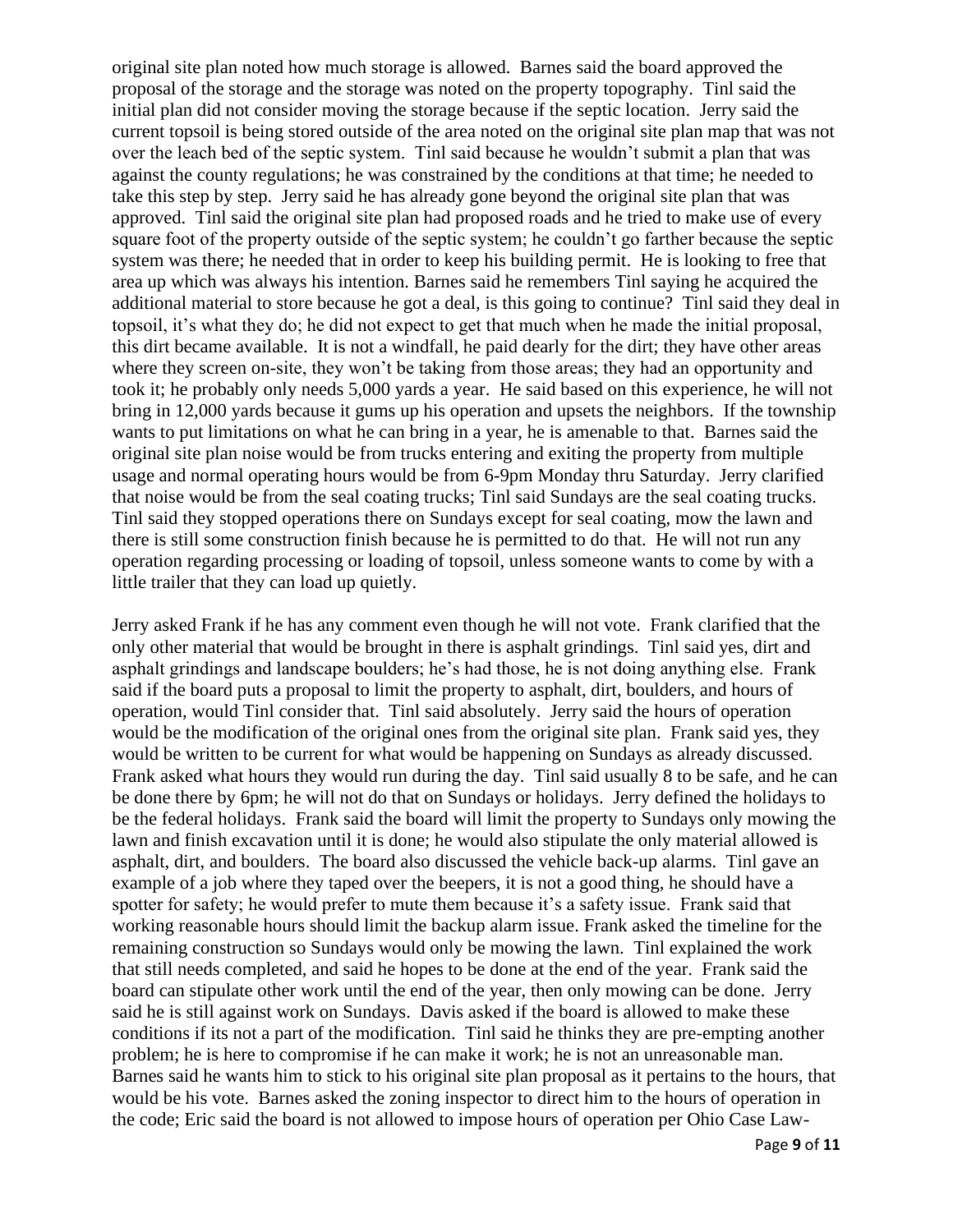original site plan noted how much storage is allowed. Barnes said the board approved the proposal of the storage and the storage was noted on the property topography. Tinl said the initial plan did not consider moving the storage because if the septic location. Jerry said the current topsoil is being stored outside of the area noted on the original site plan map that was not over the leach bed of the septic system. Tinl said because he wouldn't submit a plan that was against the county regulations; he was constrained by the conditions at that time; he needed to take this step by step. Jerry said he has already gone beyond the original site plan that was approved. Tinl said the original site plan had proposed roads and he tried to make use of every square foot of the property outside of the septic system; he couldn't go farther because the septic system was there; he needed that in order to keep his building permit. He is looking to free that area up which was always his intention. Barnes said he remembers Tinl saying he acquired the additional material to store because he got a deal, is this going to continue? Tinl said they deal in topsoil, it's what they do; he did not expect to get that much when he made the initial proposal, this dirt became available. It is not a windfall, he paid dearly for the dirt; they have other areas where they screen on-site, they won't be taking from those areas; they had an opportunity and took it; he probably only needs 5,000 yards a year. He said based on this experience, he will not bring in 12,000 yards because it gums up his operation and upsets the neighbors. If the township wants to put limitations on what he can bring in a year, he is amenable to that. Barnes said the original site plan noise would be from trucks entering and exiting the property from multiple usage and normal operating hours would be from 6-9pm Monday thru Saturday. Jerry clarified that noise would be from the seal coating trucks; Tinl said Sundays are the seal coating trucks. Tinl said they stopped operations there on Sundays except for seal coating, mow the lawn and there is still some construction finish because he is permitted to do that. He will not run any operation regarding processing or loading of topsoil, unless someone wants to come by with a little trailer that they can load up quietly.

Jerry asked Frank if he has any comment even though he will not vote. Frank clarified that the only other material that would be brought in there is asphalt grindings. Tinl said yes, dirt and asphalt grindings and landscape boulders; he's had those, he is not doing anything else. Frank said if the board puts a proposal to limit the property to asphalt, dirt, boulders, and hours of operation, would Tinl consider that. Tinl said absolutely. Jerry said the hours of operation would be the modification of the original ones from the original site plan. Frank said yes, they would be written to be current for what would be happening on Sundays as already discussed. Frank asked what hours they would run during the day. Tinl said usually 8 to be safe, and he can be done there by 6pm; he will not do that on Sundays or holidays. Jerry defined the holidays to be the federal holidays. Frank said the board will limit the property to Sundays only mowing the lawn and finish excavation until it is done; he would also stipulate the only material allowed is asphalt, dirt, and boulders. The board also discussed the vehicle back-up alarms. Tinl gave an example of a job where they taped over the beepers, it is not a good thing, he should have a spotter for safety; he would prefer to mute them because it's a safety issue. Frank said that working reasonable hours should limit the backup alarm issue. Frank asked the timeline for the remaining construction so Sundays would only be mowing the lawn. Tinl explained the work that still needs completed, and said he hopes to be done at the end of the year. Frank said the board can stipulate other work until the end of the year, then only mowing can be done. Jerry said he is still against work on Sundays. Davis asked if the board is allowed to make these conditions if its not a part of the modification. Tinl said he thinks they are pre-empting another problem; he is here to compromise if he can make it work; he is not an unreasonable man. Barnes said he wants him to stick to his original site plan proposal as it pertains to the hours, that would be his vote. Barnes asked the zoning inspector to direct him to the hours of operation in the code; Eric said the board is not allowed to impose hours of operation per Ohio Case Law-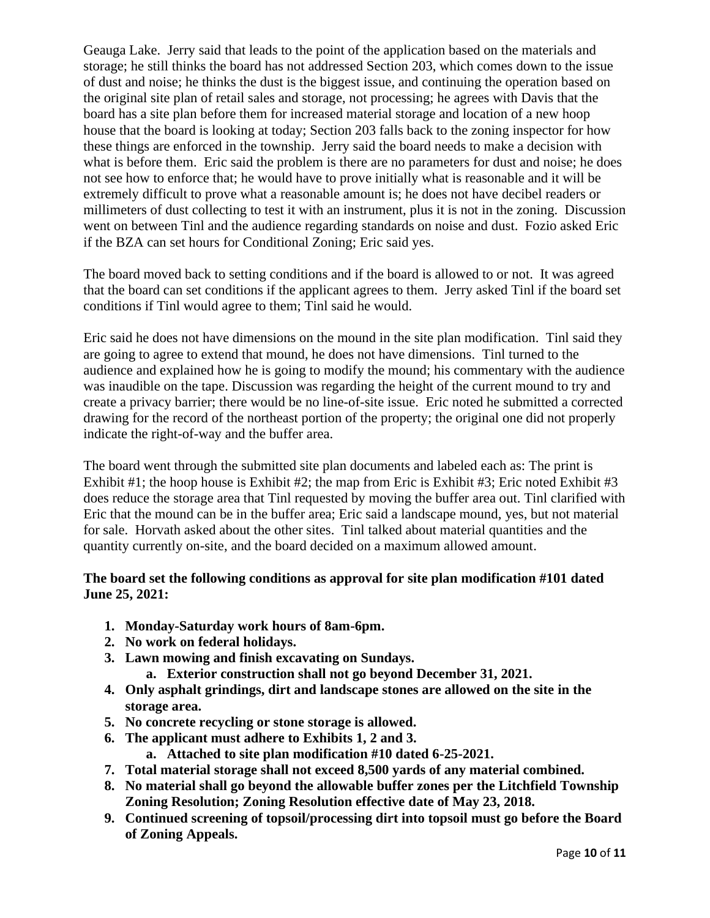Geauga Lake. Jerry said that leads to the point of the application based on the materials and storage; he still thinks the board has not addressed Section 203, which comes down to the issue of dust and noise; he thinks the dust is the biggest issue, and continuing the operation based on the original site plan of retail sales and storage, not processing; he agrees with Davis that the board has a site plan before them for increased material storage and location of a new hoop house that the board is looking at today; Section 203 falls back to the zoning inspector for how these things are enforced in the township. Jerry said the board needs to make a decision with what is before them. Eric said the problem is there are no parameters for dust and noise; he does not see how to enforce that; he would have to prove initially what is reasonable and it will be extremely difficult to prove what a reasonable amount is; he does not have decibel readers or millimeters of dust collecting to test it with an instrument, plus it is not in the zoning. Discussion went on between Tinl and the audience regarding standards on noise and dust. Fozio asked Eric if the BZA can set hours for Conditional Zoning; Eric said yes.

The board moved back to setting conditions and if the board is allowed to or not. It was agreed that the board can set conditions if the applicant agrees to them. Jerry asked Tinl if the board set conditions if Tinl would agree to them; Tinl said he would.

Eric said he does not have dimensions on the mound in the site plan modification. Tinl said they are going to agree to extend that mound, he does not have dimensions. Tinl turned to the audience and explained how he is going to modify the mound; his commentary with the audience was inaudible on the tape. Discussion was regarding the height of the current mound to try and create a privacy barrier; there would be no line-of-site issue. Eric noted he submitted a corrected drawing for the record of the northeast portion of the property; the original one did not properly indicate the right-of-way and the buffer area.

The board went through the submitted site plan documents and labeled each as: The print is Exhibit #1; the hoop house is Exhibit #2; the map from Eric is Exhibit #3; Eric noted Exhibit #3 does reduce the storage area that Tinl requested by moving the buffer area out. Tinl clarified with Eric that the mound can be in the buffer area; Eric said a landscape mound, yes, but not material for sale. Horvath asked about the other sites. Tinl talked about material quantities and the quantity currently on-site, and the board decided on a maximum allowed amount.

**The board set the following conditions as approval for site plan modification #101 dated June 25, 2021:**

1. **Monday-Saturday work hours of 8am-6pm.**
2. **No work on federal holidays.**
3. **Lawn mowing and finish excavating on Sundays.**
    a. **Exterior construction shall not go beyond December 31, 2021.**
4. **Only asphalt grindings, dirt and landscape stones are allowed on the site in the storage area.**
5. **No concrete recycling or stone storage is allowed.**
6. **The applicant must adhere to Exhibits 1, 2 and 3.**
    a. **Attached to site plan modification #10 dated 6-25-2021.**
7. **Total material storage shall not exceed 8,500 yards of any material combined.**
8. **No material shall go beyond the allowable buffer zones per the Litchfield Township Zoning Resolution; Zoning Resolution effective date of May 23, 2018.**
9. **Continued screening of topsoil/processing dirt into topsoil must go before the Board of Zoning Appeals.**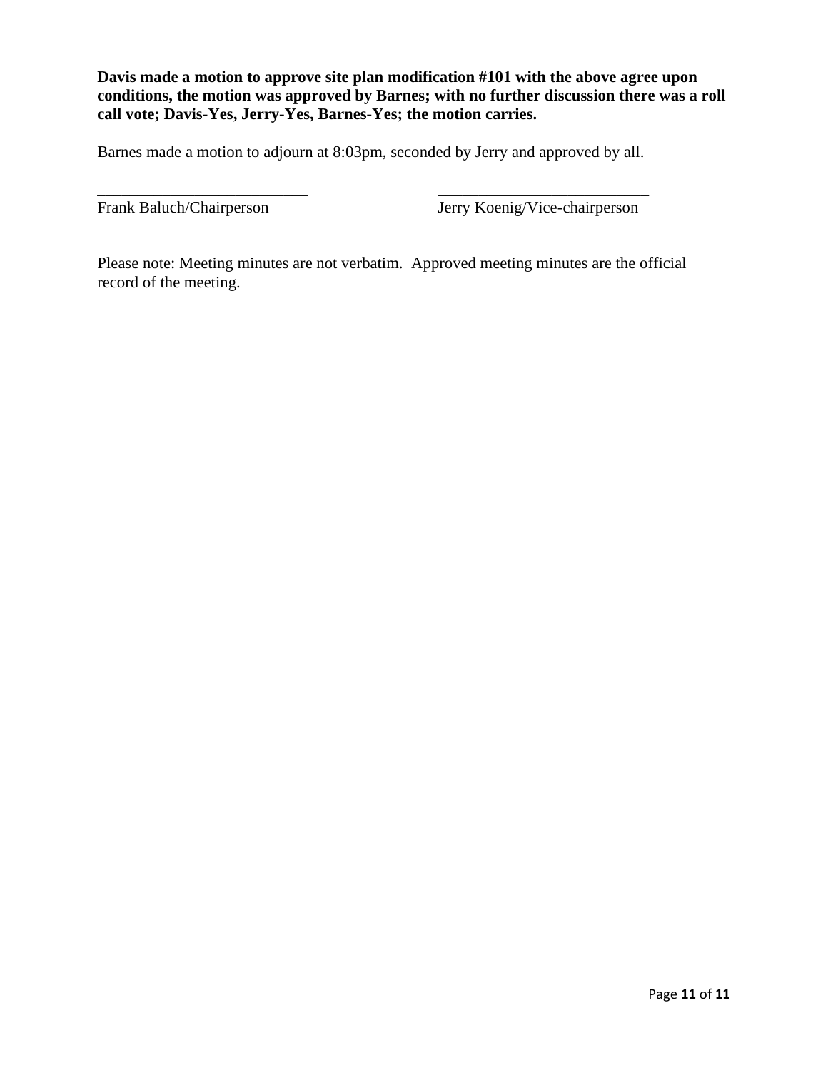**Davis made a motion to approve site plan modification #101 with the above agree upon conditions, the motion was approved by Barnes; with no further discussion there was a roll call vote; Davis-Yes, Jerry-Yes, Barnes-Yes; the motion carries.**

Barnes made a motion to adjourn at 8:03pm, seconded by Jerry and approved by all.

| | |
|---|---|
| ___________________________ | ___________________________ |
| Frank Baluch/Chairperson | Jerry Koenig/Vice-chairperson |

Please note: Meeting minutes are not verbatim. Approved meeting minutes are the official record of the meeting.